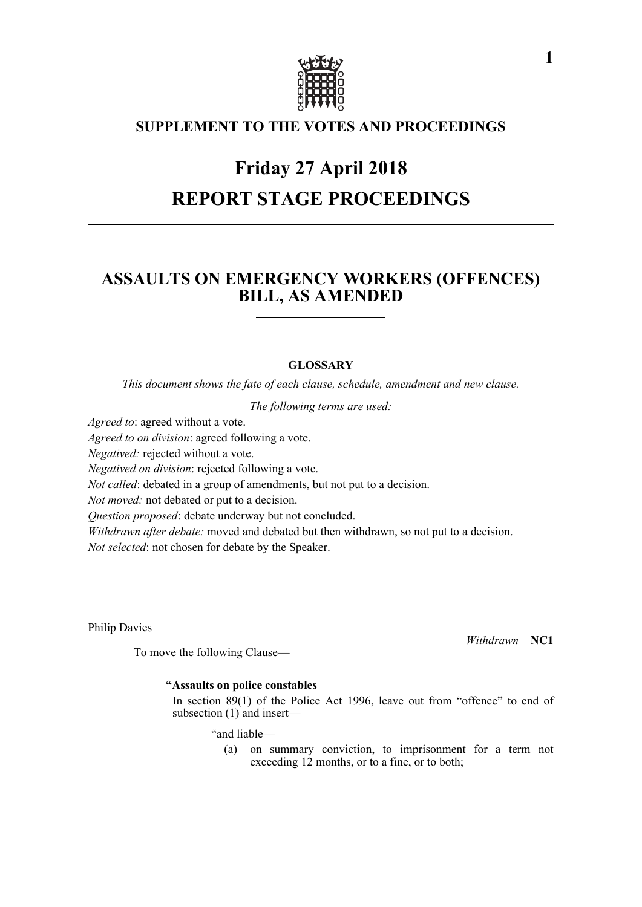# SUPPLEMENT TO THE VOTES AND PROCEEDINGS

# Friday 27 April 2018

# REPORT STAGE PROCEEDINGS

## ASSAULTS ON EMERGENCY WORKERS (OFFENCES) BILL, AS AMENDED

### GLOSSARY

*This document shows the fate of each clause, schedule, amendment and new clause.*

*The following terms are used:*

*Agreed to*: agreed without a vote.

*Agreed to on division*: agreed following a vote.

*Negatived:* rejected without a vote.

*Negatived on division*: rejected following a vote.

*Not called*: debated in a group of amendments, but not put to a decision.

*Not moved:* not debated or put to a decision.

*Question proposed*: debate underway but not concluded.

*Withdrawn after debate:* moved and debated but then withdrawn, so not put to a decision.

*Not selected*: not chosen for debate by the Speaker.

---

Philip Davies

*Withdrawn* **NC1**

To move the following Clause—

**"Assaults on police constables**

In section 89(1) of the Police Act 1996, leave out from "offence" to end of subsection (1) and insert—

"and liable—

(a) on summary conviction, to imprisonment for a term not exceeding 12 months, or to a fine, or to both;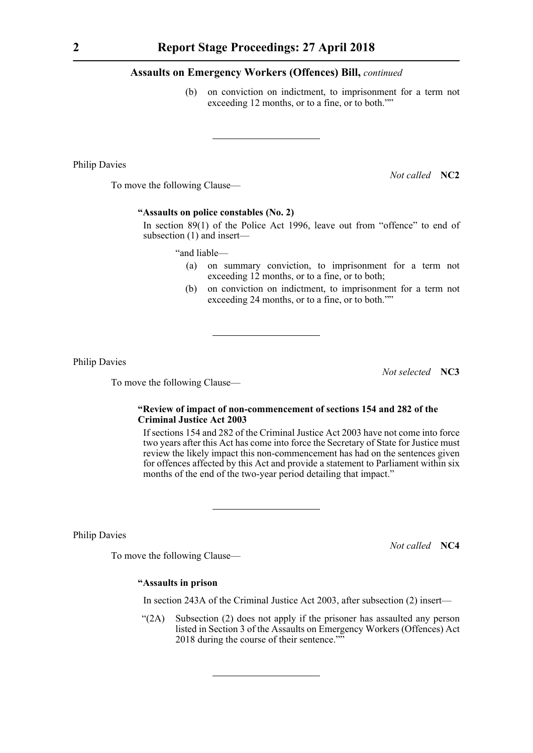## Assaults on Emergency Workers (Offences) Bill, *continued*

(b) on conviction on indictment, to imprisonment for a term not exceeding 12 months, or to a fine, or to both.""

---

Philip Davies

*Not called* **NC2**

To move the following Clause—

**"Assaults on police constables (No. 2)**

In section 89(1) of the Police Act 1996, leave out from "offence" to end of subsection (1) and insert—

"and liable—

(a) on summary conviction, to imprisonment for a term not exceeding 12 months, or to a fine, or to both;

(b) on conviction on indictment, to imprisonment for a term not exceeding 24 months, or to a fine, or to both.""

---

Philip Davies

*Not selected* **NC3**

To move the following Clause—

**"Review of impact of non-commencement of sections 154 and 282 of the Criminal Justice Act 2003**

If sections 154 and 282 of the Criminal Justice Act 2003 have not come into force two years after this Act has come into force the Secretary of State for Justice must review the likely impact this non-commencement has had on the sentences given for offences affected by this Act and provide a statement to Parliament within six months of the end of the two-year period detailing that impact."

---

Philip Davies

*Not called* **NC4**

To move the following Clause—

**"Assaults in prison**

In section 243A of the Criminal Justice Act 2003, after subsection (2) insert—

"(2A) Subsection (2) does not apply if the prisoner has assaulted any person listed in Section 3 of the Assaults on Emergency Workers (Offences) Act 2018 during the course of their sentence.""

---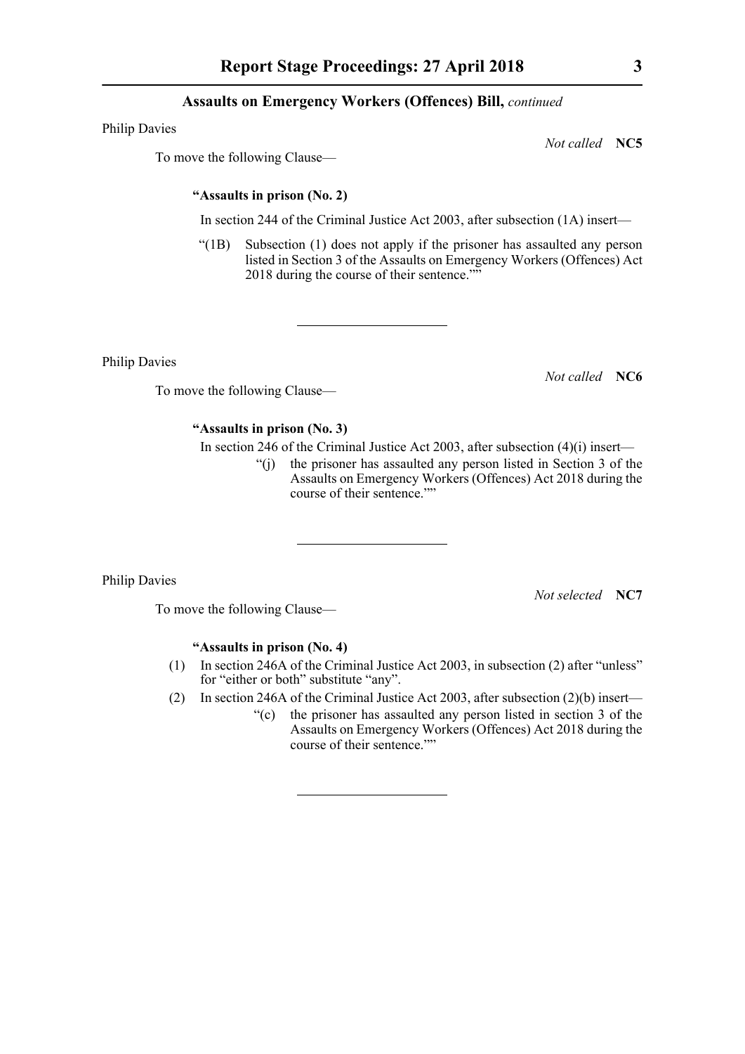Philip Davies

*Not called* **NC5**

To move the following Clause—

**"Assaults in prison (No. 2)**

In section 244 of the Criminal Justice Act 2003, after subsection (1A) insert—

"(1B) Subsection (1) does not apply if the prisoner has assaulted any person listed in Section 3 of the Assaults on Emergency Workers (Offences) Act 2018 during the course of their sentence.""

---

Philip Davies

*Not called* **NC6**

To move the following Clause—

**"Assaults in prison (No. 3)**

In section 246 of the Criminal Justice Act 2003, after subsection (4)(i) insert—

"(j) the prisoner has assaulted any person listed in Section 3 of the Assaults on Emergency Workers (Offences) Act 2018 during the course of their sentence.""

---

Philip Davies

*Not selected* **NC7**

To move the following Clause—

**"Assaults in prison (No. 4)**

(1) In section 246A of the Criminal Justice Act 2003, in subsection (2) after "unless" for "either or both" substitute "any".

(2) In section 246A of the Criminal Justice Act 2003, after subsection (2)(b) insert—

"(c) the prisoner has assaulted any person listed in section 3 of the Assaults on Emergency Workers (Offences) Act 2018 during the course of their sentence.""

---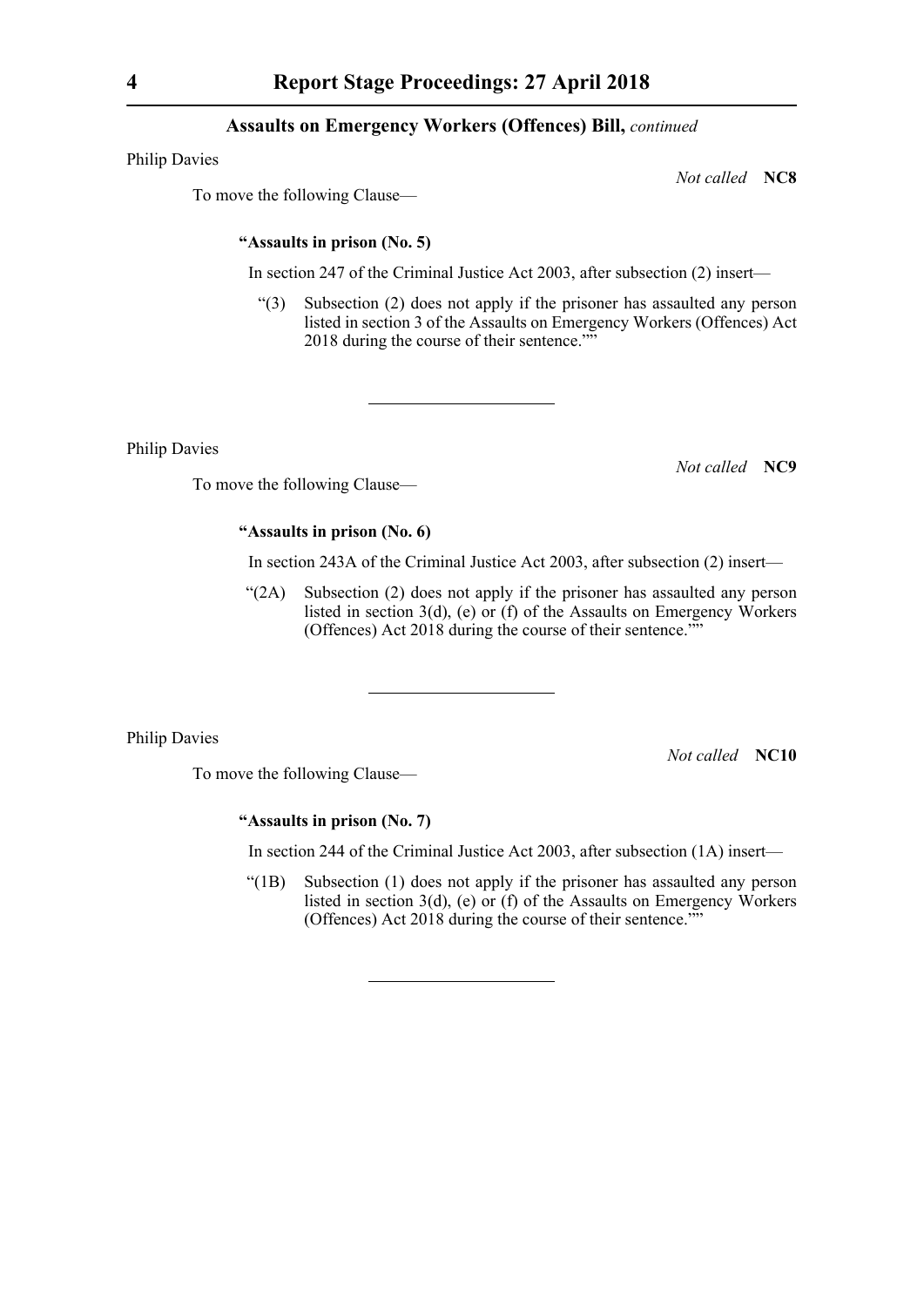**Assaults on Emergency Workers (Offences) Bill,** *continued*

Philip Davies

*Not called* **NC8**

To move the following Clause—

**"Assaults in prison (No. 5)**

In section 247 of the Criminal Justice Act 2003, after subsection (2) insert—

"(3) Subsection (2) does not apply if the prisoner has assaulted any person listed in section 3 of the Assaults on Emergency Workers (Offences) Act 2018 during the course of their sentence.""

---

Philip Davies

*Not called* **NC9**

To move the following Clause—

**"Assaults in prison (No. 6)**

In section 243A of the Criminal Justice Act 2003, after subsection (2) insert—

"(2A) Subsection (2) does not apply if the prisoner has assaulted any person listed in section 3(d), (e) or (f) of the Assaults on Emergency Workers (Offences) Act 2018 during the course of their sentence.""

---

Philip Davies

*Not called* **NC10**

To move the following Clause—

**"Assaults in prison (No. 7)**

In section 244 of the Criminal Justice Act 2003, after subsection (1A) insert—

"(1B) Subsection (1) does not apply if the prisoner has assaulted any person listed in section 3(d), (e) or (f) of the Assaults on Emergency Workers (Offences) Act 2018 during the course of their sentence.""

---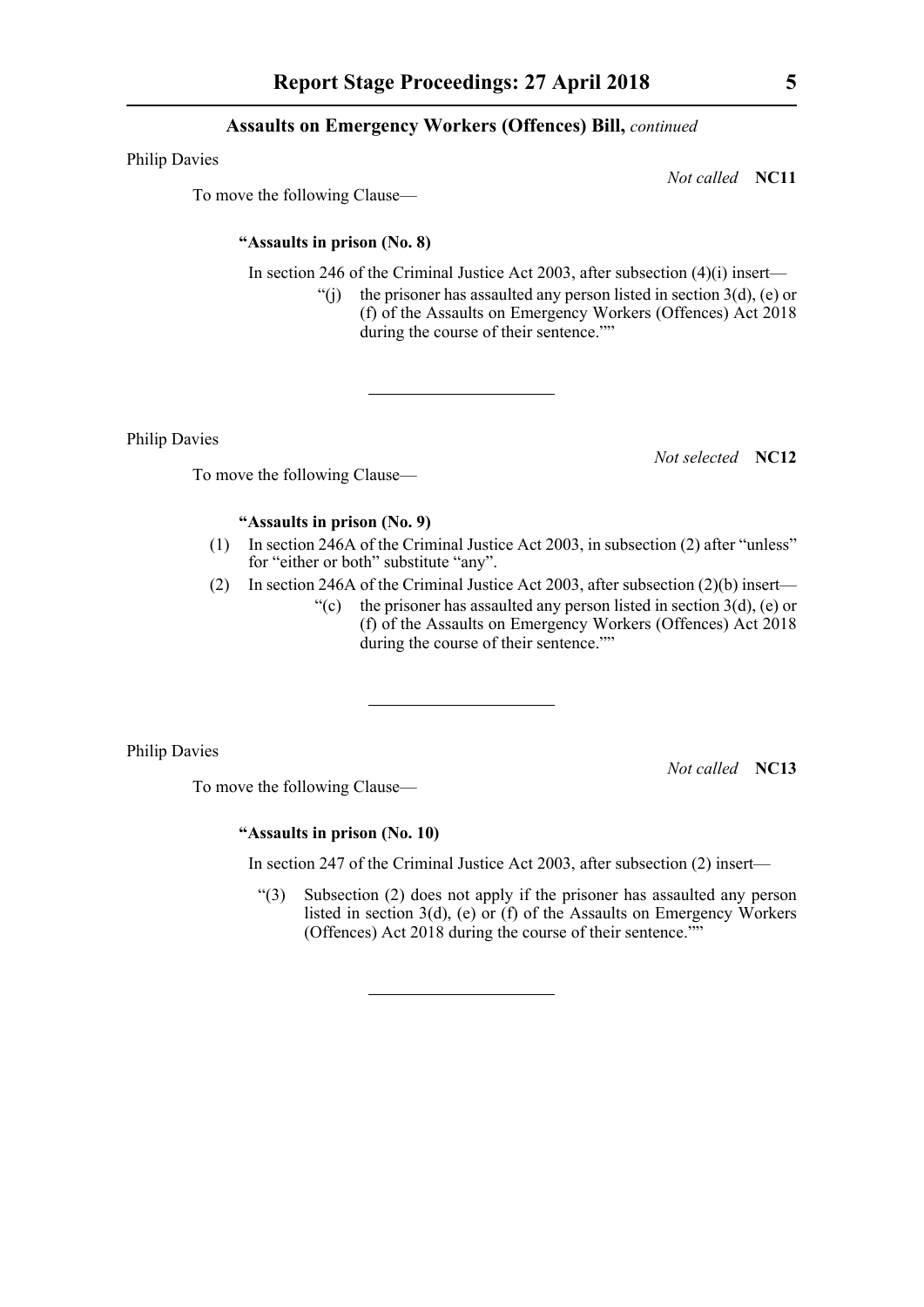## Assaults on Emergency Workers (Offences) Bill, *continued*

Philip Davies

*Not called* **NC11**

To move the following Clause—

**"Assaults in prison (No. 8)**

In section 246 of the Criminal Justice Act 2003, after subsection (4)(i) insert—

"(j) the prisoner has assaulted any person listed in section 3(d), (e) or (f) of the Assaults on Emergency Workers (Offences) Act 2018 during the course of their sentence.""

---

Philip Davies

*Not selected* **NC12**

To move the following Clause—

**"Assaults in prison (No. 9)**

(1) In section 246A of the Criminal Justice Act 2003, in subsection (2) after "unless" for "either or both" substitute "any".

(2) In section 246A of the Criminal Justice Act 2003, after subsection (2)(b) insert—

"(c) the prisoner has assaulted any person listed in section 3(d), (e) or (f) of the Assaults on Emergency Workers (Offences) Act 2018 during the course of their sentence.""

---

Philip Davies

*Not called* **NC13**

To move the following Clause—

**"Assaults in prison (No. 10)**

In section 247 of the Criminal Justice Act 2003, after subsection (2) insert—

"(3) Subsection (2) does not apply if the prisoner has assaulted any person listed in section 3(d), (e) or (f) of the Assaults on Emergency Workers (Offences) Act 2018 during the course of their sentence.""

---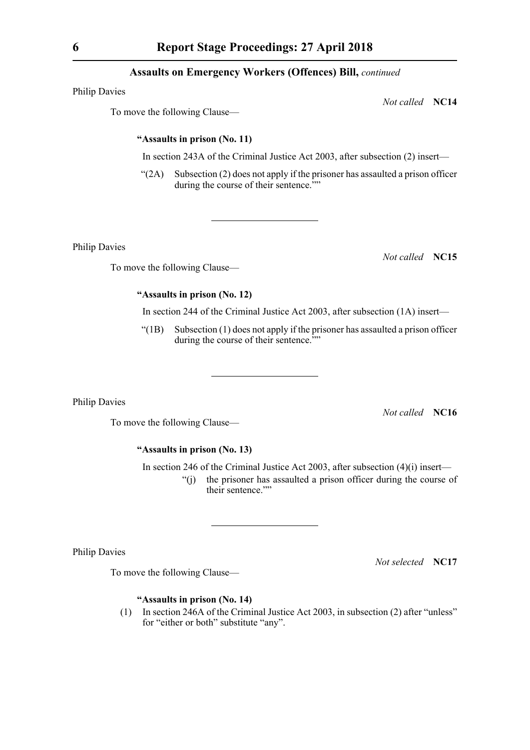**Assaults on Emergency Workers (Offences) Bill,** *continued*

Philip Davies

*Not called* **NC14**

To move the following Clause—

**"Assaults in prison (No. 11)**

In section 243A of the Criminal Justice Act 2003, after subsection (2) insert—

"(2A) Subsection (2) does not apply if the prisoner has assaulted a prison officer during the course of their sentence.""

---

Philip Davies

*Not called* **NC15**

To move the following Clause—

**"Assaults in prison (No. 12)**

In section 244 of the Criminal Justice Act 2003, after subsection (1A) insert—

"(1B) Subsection (1) does not apply if the prisoner has assaulted a prison officer during the course of their sentence.""

---

Philip Davies

*Not called* **NC16**

To move the following Clause—

**"Assaults in prison (No. 13)**

In section 246 of the Criminal Justice Act 2003, after subsection (4)(i) insert—

"(j) the prisoner has assaulted a prison officer during the course of their sentence.""

---

Philip Davies

*Not selected* **NC17**

To move the following Clause—

**"Assaults in prison (No. 14)**

(1) In section 246A of the Criminal Justice Act 2003, in subsection (2) after "unless" for "either or both" substitute "any".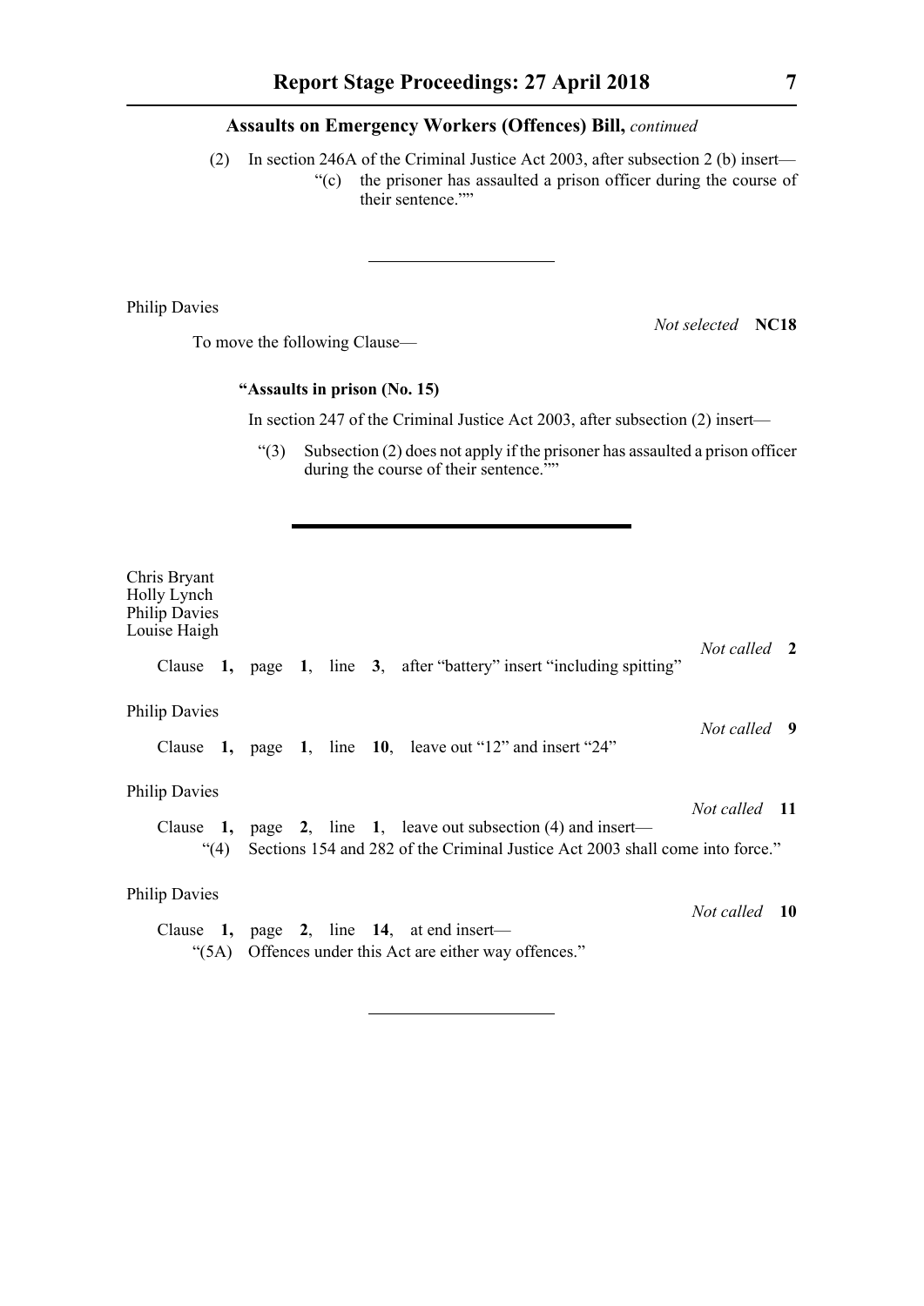**Assaults on Emergency Workers (Offences) Bill,** *continued*

(2) In section 246A of the Criminal Justice Act 2003, after subsection 2 (b) insert—

"(c) the prisoner has assaulted a prison officer during the course of their sentence.""

---

Philip Davies

*Not selected* **NC18**

To move the following Clause—

**"Assaults in prison (No. 15)**

In section 247 of the Criminal Justice Act 2003, after subsection (2) insert—

"(3) Subsection (2) does not apply if the prisoner has assaulted a prison officer during the course of their sentence.""

---

Chris Bryant
Holly Lynch
Philip Davies
Louise Haigh

*Not called* **2**

Clause **1**, page **1**, line **3**, after "battery" insert "including spitting"

Philip Davies

*Not called* **9**

Clause **1**, page **1**, line **10**, leave out "12" and insert "24"

Philip Davies

*Not called* **11**

Clause **1**, page **2**, line **1**, leave out subsection (4) and insert—

"(4) Sections 154 and 282 of the Criminal Justice Act 2003 shall come into force."

Philip Davies

*Not called* **10**

Clause **1**, page **2**, line **14**, at end insert—

"(5A) Offences under this Act are either way offences."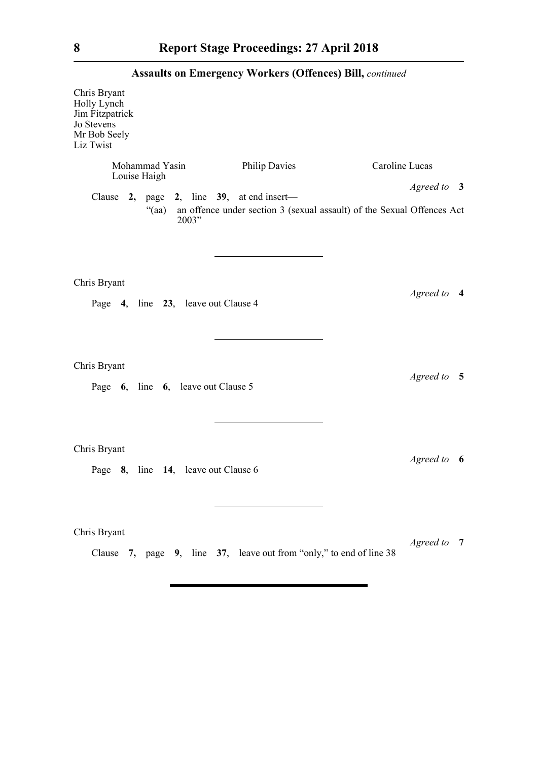**Assaults on Emergency Workers (Offences) Bill,** *continued*

Chris Bryant
Holly Lynch
Jim Fitzpatrick
Jo Stevens
Mr Bob Seely
Liz Twist

Mohammad Yasin
Louise Haigh

Philip Davies

Caroline Lucas

*Agreed to* **3**

Clause **2,** page **2**, line **39**, at end insert—

"(aa) an offence under section 3 (sexual assault) of the Sexual Offences Act 2003"

---

Chris Bryant

*Agreed to* **4**

Page **4**, line **23**, leave out Clause 4

---

Chris Bryant

*Agreed to* **5**

Page **6**, line **6**, leave out Clause 5

---

Chris Bryant

*Agreed to* **6**

Page **8**, line **14**, leave out Clause 6

---

Chris Bryant

*Agreed to* **7**

Clause **7,** page **9**, line **37**, leave out from "only," to end of line 38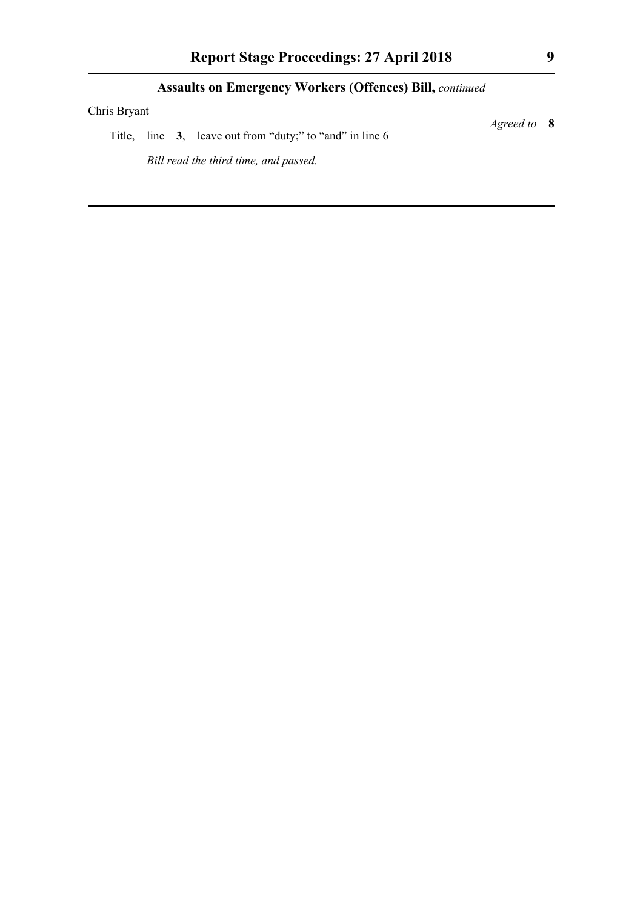## Assaults on Emergency Workers (Offences) Bill, *continued*

Chris Bryant

*Agreed to* **8**

Title, line **3**, leave out from "duty;" to "and" in line 6

*Bill read the third time, and passed.*